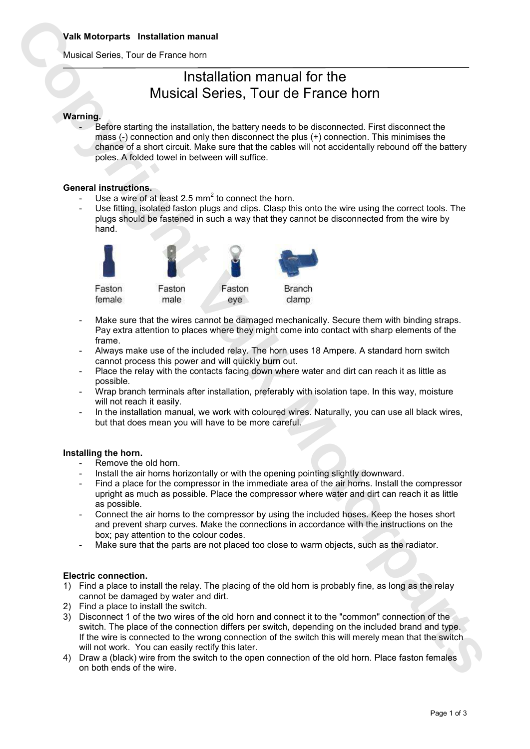Valk Motorparts Installation manual

Musical Series, Tour de France horn

# Installation manual for the Musical Series, Tour de France horn

**Warning.**

- Before starting the installation, the battery needs to be disconnected. First disconnect the mass (-) connection and only then disconnect the plus (+) connection. This minimises the chance of a short circuit. Make sure that the cables will not accidentally rebound off the battery poles. A folded towel in between will suffice.

**General instructions.**

- Use a wire of at least 2.5 $mm^2$ to connect the horn.
- Use fitting, isolated faston plugs and clips. Clasp this onto the wire using the correct tools. The plugs should be fastened in such a way that they cannot be disconnected from the wire by hand.

Faston female    Faston male    Faston eye    Branch clamp

- Make sure that the wires cannot be damaged mechanically. Secure them with binding straps. Pay extra attention to places where they might come into contact with sharp elements of the frame.
- Always make use of the included relay. The horn uses 18 Ampere. A standard horn switch cannot process this power and will quickly burn out.
- Place the relay with the contacts facing down where water and dirt can reach it as little as possible.
- Wrap branch terminals after installation, preferably with isolation tape. In this way, moisture will not reach it easily.
- In the installation manual, we work with coloured wires. Naturally, you can use all black wires, but that does mean you will have to be more careful.

**Installing the horn.**

- Remove the old horn.
- Install the air horns horizontally or with the opening pointing slightly downward.
- Find a place for the compressor in the immediate area of the air horns. Install the compressor upright as much as possible. Place the compressor where water and dirt can reach it as little as possible.
- Connect the air horns to the compressor by using the included hoses. Keep the hoses short and prevent sharp curves. Make the connections in accordance with the instructions on the box; pay attention to the colour codes.
- Make sure that the parts are not placed too close to warm objects, such as the radiator.

**Electric connection.**

1) Find a place to install the relay. The placing of the old horn is probably fine, as long as the relay cannot be damaged by water and dirt.
2) Find a place to install the switch.
3) Disconnect 1 of the two wires of the old horn and connect it to the "common" connection of the switch. The place of the connection differs per switch, depending on the included brand and type. If the wire is connected to the wrong connection of the switch this will merely mean that the switch will not work. You can easily rectify this later.
4) Draw a (black) wire from the switch to the open connection of the old horn. Place faston females on both ends of the wire.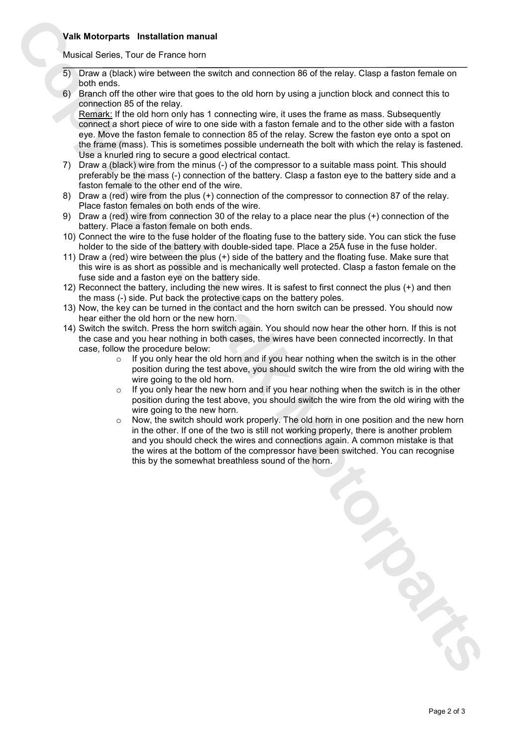5) Draw a (black) wire between the switch and connection 86 of the relay. Clasp a faston female on both ends.
6) Branch off the other wire that goes to the old horn by using a junction block and connect this to connection 85 of the relay.
   Remark: If the old horn only has 1 connecting wire, it uses the frame as mass. Subsequently connect a short piece of wire to one side with a faston female and to the other side with a faston eye. Move the faston female to connection 85 of the relay. Screw the faston eye onto a spot on the frame (mass). This is sometimes possible underneath the bolt with which the relay is fastened. Use a knurled ring to secure a good electrical contact.
7) Draw a (black) wire from the minus (-) of the compressor to a suitable mass point. This should preferably be the mass (-) connection of the battery. Clasp a faston eye to the battery side and a faston female to the other end of the wire.
8) Draw a (red) wire from the plus (+) connection of the compressor to connection 87 of the relay. Place faston females on both ends of the wire.
9) Draw a (red) wire from connection 30 of the relay to a place near the plus (+) connection of the battery. Place a faston female on both ends.
10) Connect the wire to the fuse holder of the floating fuse to the battery side. You can stick the fuse holder to the side of the battery with double-sided tape. Place a 25A fuse in the fuse holder.
11) Draw a (red) wire between the plus (+) side of the battery and the floating fuse. Make sure that this wire is as short as possible and is mechanically well protected. Clasp a faston female on the fuse side and a faston eye on the battery side.
12) Reconnect the battery, including the new wires. It is safest to first connect the plus (+) and then the mass (-) side. Put back the protective caps on the battery poles.
13) Now, the key can be turned in the contact and the horn switch can be pressed. You should now hear either the old horn or the new horn.
14) Switch the switch. Press the horn switch again. You should now hear the other horn. If this is not the case and you hear nothing in both cases, the wires have been connected incorrectly. In that case, follow the procedure below:
    - If you only hear the old horn and if you hear nothing when the switch is in the other position during the test above, you should switch the wire from the old wiring with the wire going to the old horn.
    - If you only hear the new horn and if you hear nothing when the switch is in the other position during the test above, you should switch the wire from the old wiring with the wire going to the new horn.
    - Now, the switch should work properly. The old horn in one position and the new horn in the other. If one of the two is still not working properly, there is another problem and you should check the wires and connections again. A common mistake is that the wires at the bottom of the compressor have been switched. You can recognise this by the somewhat breathless sound of the horn.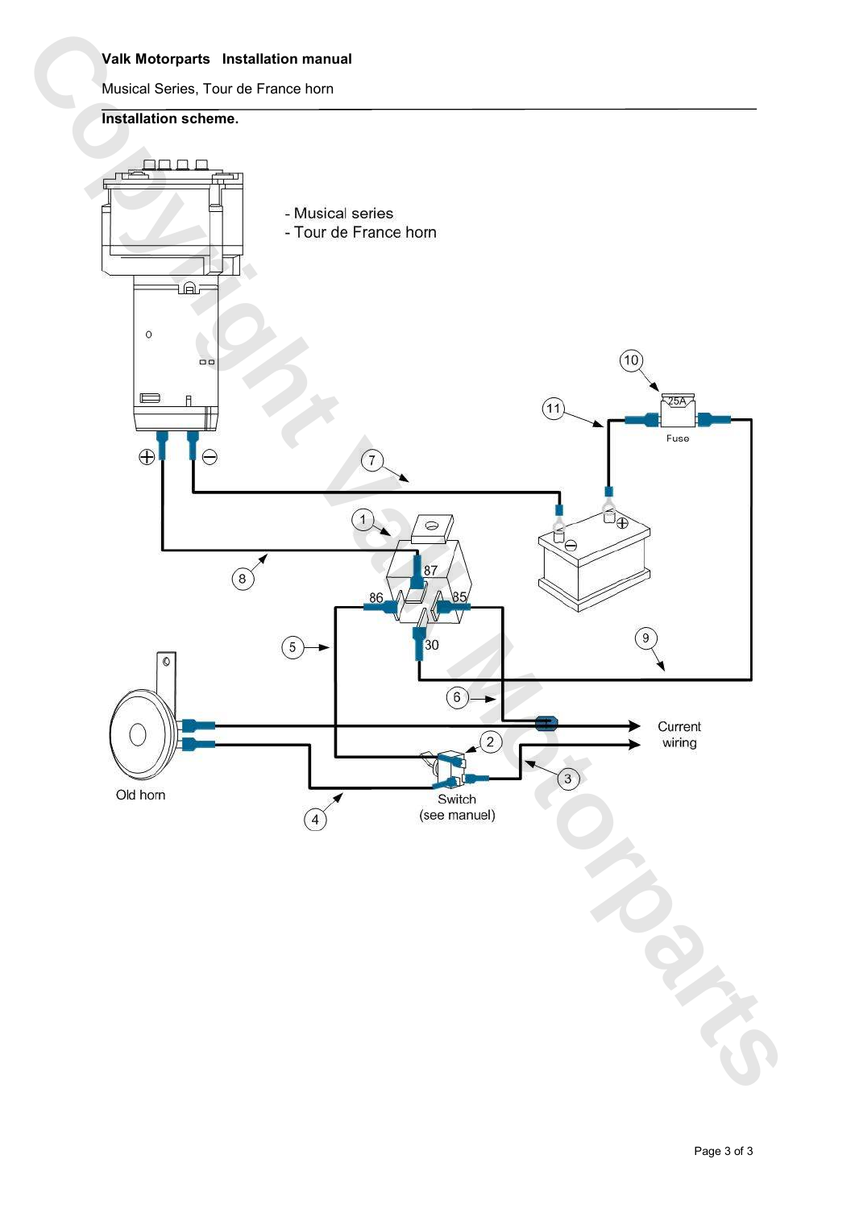Valk Motorparts Installation manual

Musical Series, Tour de France horn

**Installation scheme.**

- Musical series
- Tour de France horn

1 2 3 4 5 6 7 8 9 10 11

87 86 85 30

25A

Fuse

Current wiring

Old horn

Switch (see manuel)